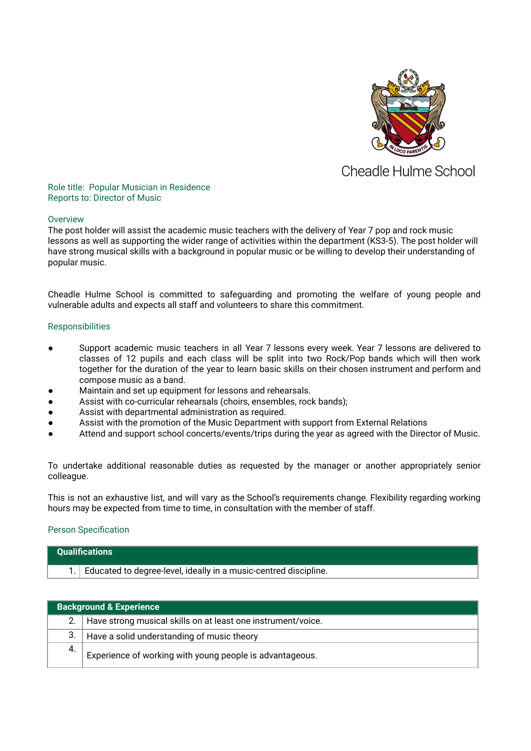Cheadle Hulme School

Role title: Popular Musician in Residence
Reports to: Director of Music

## Overview

The post holder will assist the academic music teachers with the delivery of Year 7 pop and rock music lessons as well as supporting the wider range of activities within the department (KS3-5). The post holder will have strong musical skills with a background in popular music or be willing to develop their understanding of popular music.

Cheadle Hulme School is committed to safeguarding and promoting the welfare of young people and vulnerable adults and expects all staff and volunteers to share this commitment.

## Responsibilities

- Support academic music teachers in all Year 7 lessons every week. Year 7 lessons are delivered to classes of 12 pupils and each class will be split into two Rock/Pop bands which will then work together for the duration of the year to learn basic skills on their chosen instrument and perform and compose music as a band.
- Maintain and set up equipment for lessons and rehearsals.
- Assist with co-curricular rehearsals (choirs, ensembles, rock bands);
- Assist with departmental administration as required.
- Assist with the promotion of the Music Department with support from External Relations
- Attend and support school concerts/events/trips during the year as agreed with the Director of Music.

To undertake additional reasonable duties as requested by the manager or another appropriately senior colleague.

This is not an exhaustive list, and will vary as the School's requirements change. Flexibility regarding working hours may be expected from time to time, in consultation with the member of staff.

## Person Specification

| Qualifications | |
|---|---|
| 1. | Educated to degree-level, ideally in a music-centred discipline. |

| Background & Experience | |
|---|---|
| 2. | Have strong musical skills on at least one instrument/voice. |
| 3. | Have a solid understanding of music theory |
| 4. | Experience of working with young people is advantageous. |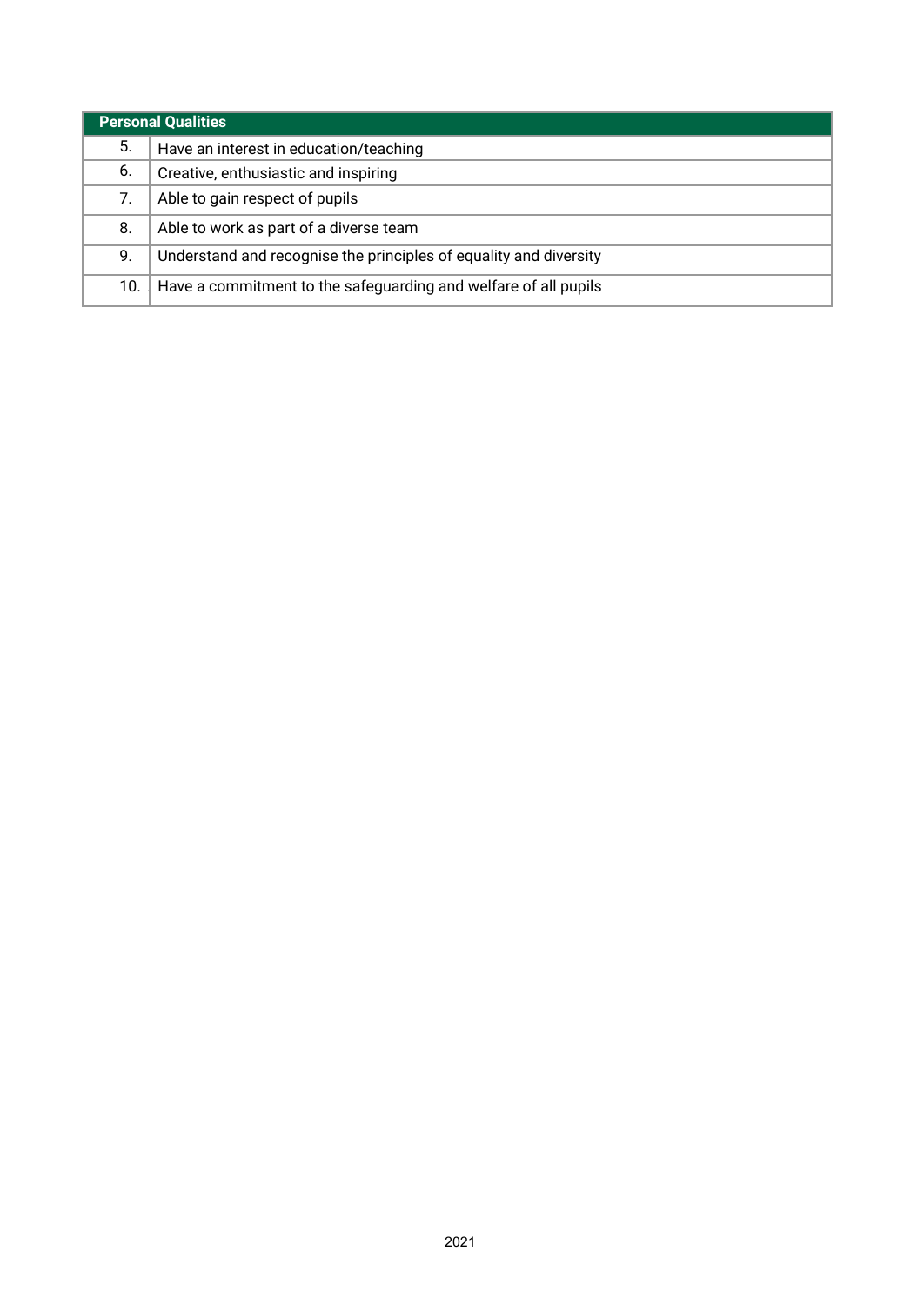| Personal Qualities | |
|---|---|
| 5. | Have an interest in education/teaching |
| 6. | Creative, enthusiastic and inspiring |
| 7. | Able to gain respect of pupils |
| 8. | Able to work as part of a diverse team |
| 9. | Understand and recognise the principles of equality and diversity |
| 10. | Have a commitment to the safeguarding and welfare of all pupils |

2021